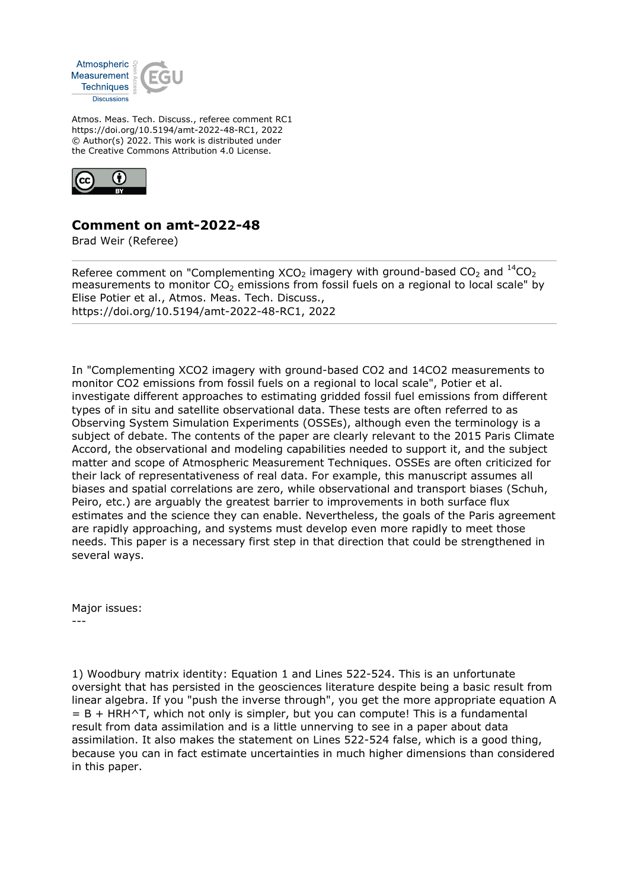Atmos. Meas. Tech. Discuss., referee comment RC1
https://doi.org/10.5194/amt-2022-48-RC1, 2022
© Author(s) 2022. This work is distributed under
the Creative Commons Attribution 4.0 License.

## Comment on amt-2022-48

Brad Weir (Referee)

Referee comment on "Complementing $XCO_2$ imagery with ground-based $CO_2$ and $^{14}CO_2$ measurements to monitor $CO_2$ emissions from fossil fuels on a regional to local scale" by Elise Potier et al., Atmos. Meas. Tech. Discuss., https://doi.org/10.5194/amt-2022-48-RC1, 2022

In "Complementing XCO2 imagery with ground-based CO2 and 14CO2 measurements to monitor CO2 emissions from fossil fuels on a regional to local scale", Potier et al. investigate different approaches to estimating gridded fossil fuel emissions from different types of in situ and satellite observational data. These tests are often referred to as Observing System Simulation Experiments (OSSEs), although even the terminology is a subject of debate. The contents of the paper are clearly relevant to the 2015 Paris Climate Accord, the observational and modeling capabilities needed to support it, and the subject matter and scope of Atmospheric Measurement Techniques. OSSEs are often criticized for their lack of representativeness of real data. For example, this manuscript assumes all biases and spatial correlations are zero, while observational and transport biases (Schuh, Peiro, etc.) are arguably the greatest barrier to improvements in both surface flux estimates and the science they can enable. Nevertheless, the goals of the Paris agreement are rapidly approaching, and systems must develop even more rapidly to meet those needs. This paper is a necessary first step in that direction that could be strengthened in several ways.

Major issues:

---

1) Woodbury matrix identity: Equation 1 and Lines 522-524. This is an unfortunate oversight that has persisted in the geosciences literature despite being a basic result from linear algebra. If you "push the inverse through", you get the more appropriate equation A = B + HRH^T, which not only is simpler, but you can compute! This is a fundamental result from data assimilation and is a little unnerving to see in a paper about data assimilation. It also makes the statement on Lines 522-524 false, which is a good thing, because you can in fact estimate uncertainties in much higher dimensions than considered in this paper.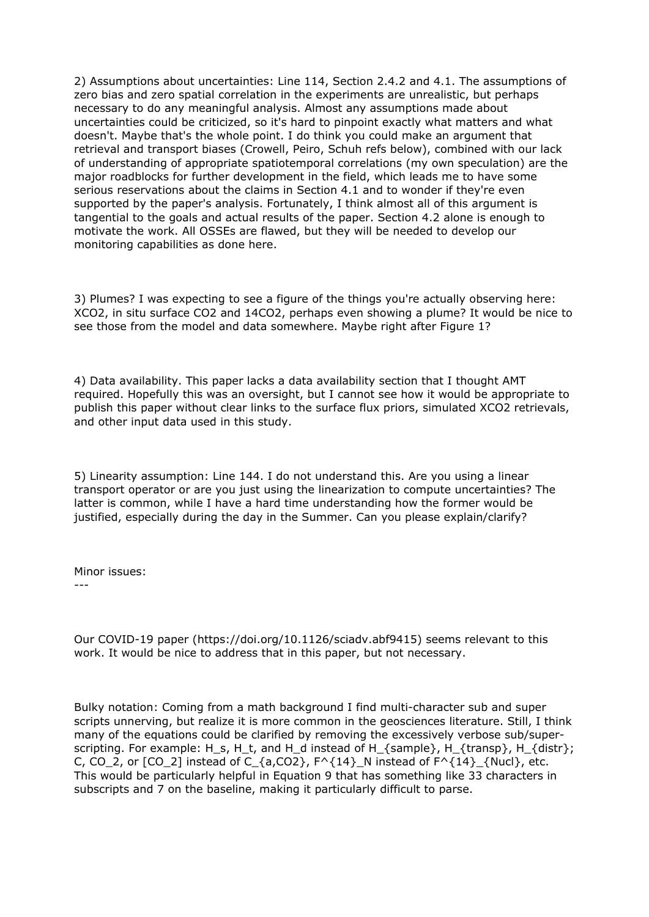2) Assumptions about uncertainties: Line 114, Section 2.4.2 and 4.1. The assumptions of zero bias and zero spatial correlation in the experiments are unrealistic, but perhaps necessary to do any meaningful analysis. Almost any assumptions made about uncertainties could be criticized, so it's hard to pinpoint exactly what matters and what doesn't. Maybe that's the whole point. I do think you could make an argument that retrieval and transport biases (Crowell, Peiro, Schuh refs below), combined with our lack of understanding of appropriate spatiotemporal correlations (my own speculation) are the major roadblocks for further development in the field, which leads me to have some serious reservations about the claims in Section 4.1 and to wonder if they're even supported by the paper's analysis. Fortunately, I think almost all of this argument is tangential to the goals and actual results of the paper. Section 4.2 alone is enough to motivate the work. All OSSEs are flawed, but they will be needed to develop our monitoring capabilities as done here.

3) Plumes? I was expecting to see a figure of the things you're actually observing here: $XCO_2$, in situ surface $CO_2$ and $^{14}CO_2$, perhaps even showing a plume? It would be nice to see those from the model and data somewhere. Maybe right after Figure 1?

4) Data availability. This paper lacks a data availability section that I thought AMT required. Hopefully this was an oversight, but I cannot see how it would be appropriate to publish this paper without clear links to the surface flux priors, simulated $XCO_2$ retrievals, and other input data used in this study.

5) Linearity assumption: Line 144. I do not understand this. Are you using a linear transport operator or are you just using the linearization to compute uncertainties? The latter is common, while I have a hard time understanding how the former would be justified, especially during the day in the Summer. Can you please explain/clarify?

Minor issues:
---

Our COVID-19 paper (https://doi.org/10.1126/sciadv.abf9415) seems relevant to this work. It would be nice to address that in this paper, but not necessary.

Bulky notation: Coming from a math background I find multi-character sub and super scripts unnerving, but realize it is more common in the geosciences literature. Still, I think many of the equations could be clarified by removing the excessively verbose sub/super-scripting. For example: H_s, H_t, and H_d instead of H_{sample}, H_{transp}, H_{distr}; C, CO_2, or [CO_2] instead of C_{a,CO2}, F^{14}_N instead of F^{14}_{Nucl}, etc. This would be particularly helpful in Equation 9 that has something like 33 characters in subscripts and 7 on the baseline, making it particularly difficult to parse.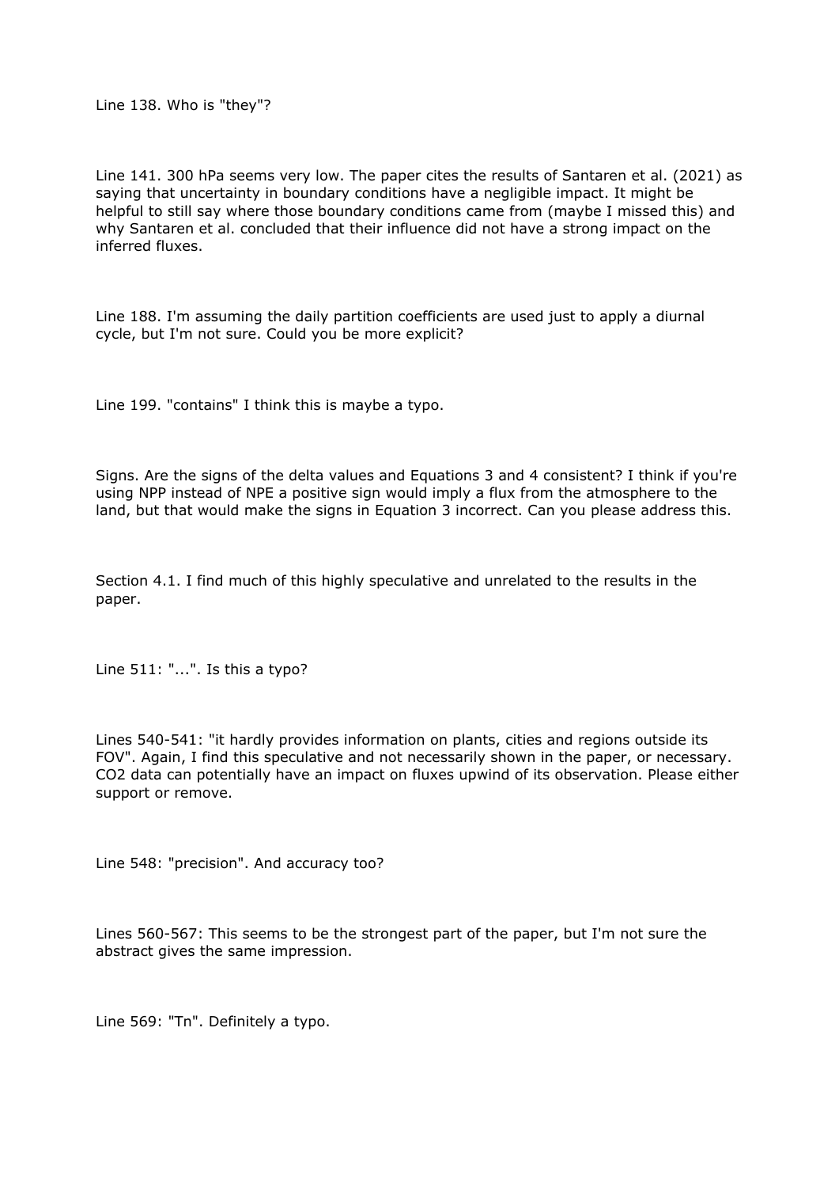Line 138. Who is "they"?

Line 141. 300 hPa seems very low. The paper cites the results of Santaren et al. (2021) as saying that uncertainty in boundary conditions have a negligible impact. It might be helpful to still say where those boundary conditions came from (maybe I missed this) and why Santaren et al. concluded that their influence did not have a strong impact on the inferred fluxes.

Line 188. I'm assuming the daily partition coefficients are used just to apply a diurnal cycle, but I'm not sure. Could you be more explicit?

Line 199. "contains" I think this is maybe a typo.

Signs. Are the signs of the delta values and Equations 3 and 4 consistent? I think if you're using NPP instead of NPE a positive sign would imply a flux from the atmosphere to the land, but that would make the signs in Equation 3 incorrect. Can you please address this.

Section 4.1. I find much of this highly speculative and unrelated to the results in the paper.

Line 511: "...". Is this a typo?

Lines 540-541: "it hardly provides information on plants, cities and regions outside its FOV". Again, I find this speculative and not necessarily shown in the paper, or necessary. CO2 data can potentially have an impact on fluxes upwind of its observation. Please either support or remove.

Line 548: "precision". And accuracy too?

Lines 560-567: This seems to be the strongest part of the paper, but I'm not sure the abstract gives the same impression.

Line 569: "Tn". Definitely a typo.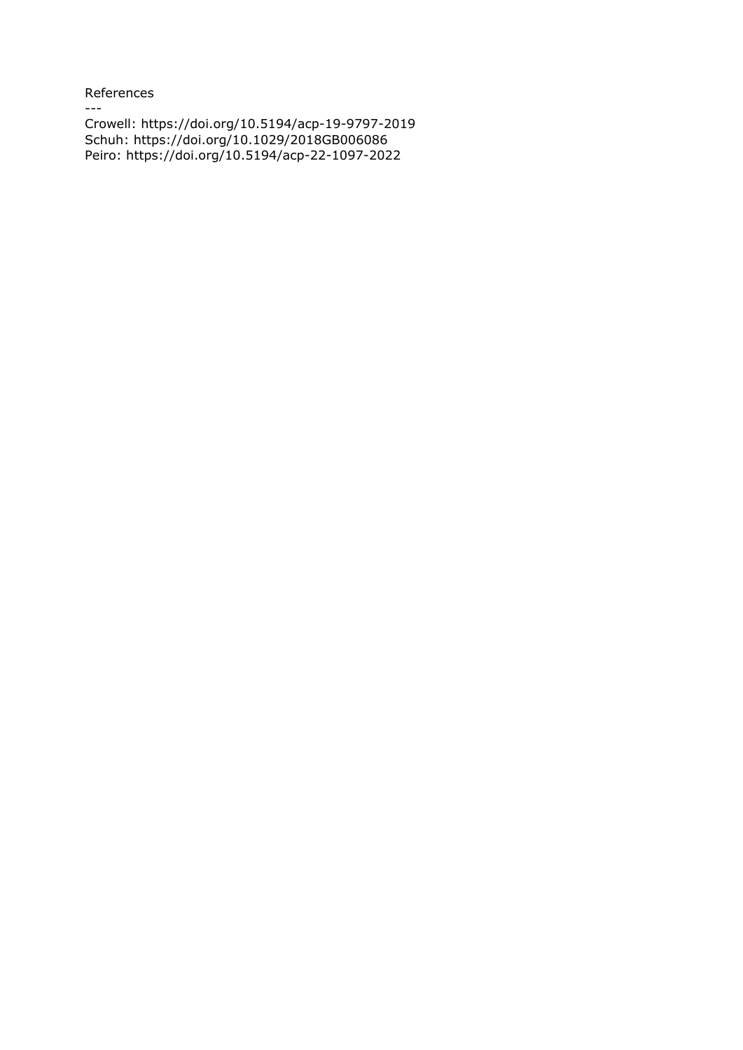References

---

Crowell: https://doi.org/10.5194/acp-19-9797-2019
Schuh: https://doi.org/10.1029/2018GB006086
Peiro: https://doi.org/10.5194/acp-22-1097-2022